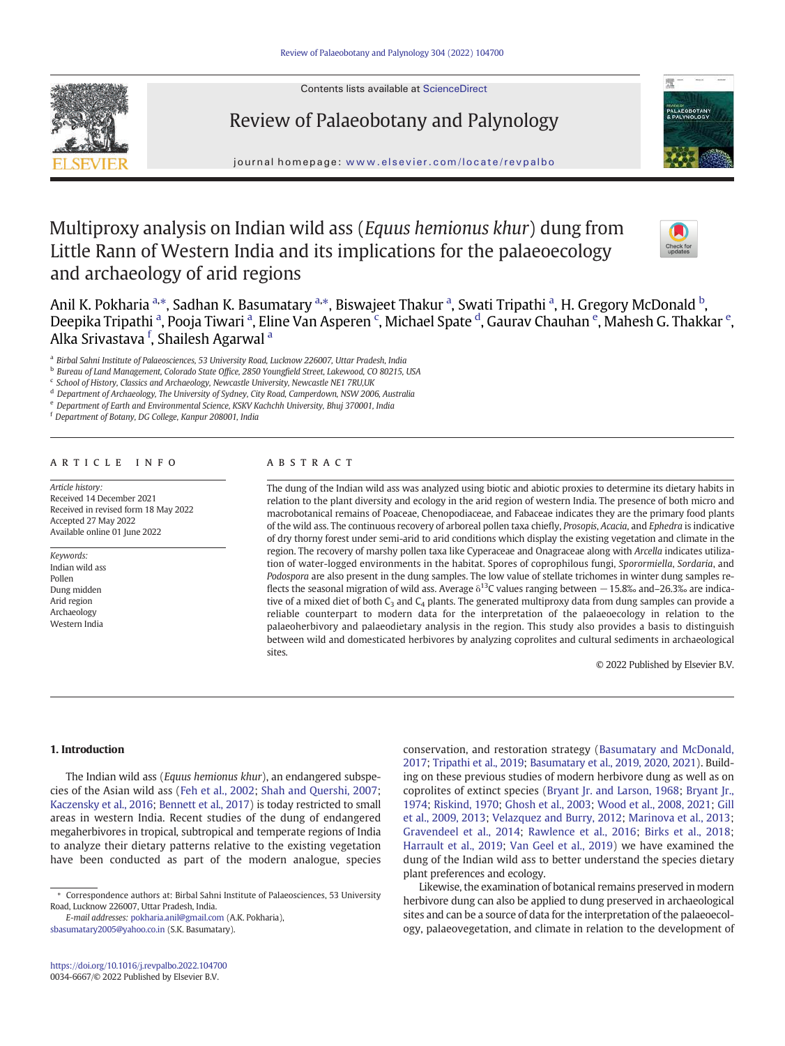# Multiproxy analysis on Indian wild ass (*Equus hemionus khur*) dung from Little Rann of Western India and its implications for the palaeoecology and archaeology of arid regions

Anil K. Pokharia [a,*], Sadhan K. Basumatary [a,*], Biswajeet Thakur [a], Swati Tripathi [a], H. Gregory McDonald [b], Deepika Tripathi [a], Pooja Tiwari [a], Eline Van Asperen [c], Michael Spate [d], Gaurav Chauhan [e], Mahesh G. Thakkar [e], Alka Srivastava [f], Shailesh Agarwal [a]

[a] Birbal Sahni Institute of Palaeosciences, 53 University Road, Lucknow 226007, Uttar Pradesh, India
[b] Bureau of Land Management, Colorado State Office, 2850 Youngfield Street, Lakewood, CO 80215, USA
[c] School of History, Classics and Archaeology, Newcastle University, Newcastle NE1 7RU,UK
[d] Department of Archaeology, The University of Sydney, City Road, Camperdown, NSW 2006, Australia
[e] Department of Earth and Environmental Science, KSKV Kachchh University, Bhuj 370001, India
[f] Department of Botany, DG College, Kanpur 208001, India

## ARTICLE INFO

*Article history:*
Received 14 December 2021
Received in revised form 18 May 2022
Accepted 27 May 2022
Available online 01 June 2022

*Keywords:*
Indian wild ass
Pollen
Dung midden
Arid region
Archaeology
Western India

## ABSTRACT

The dung of the Indian wild ass was analyzed using biotic and abiotic proxies to determine its dietary habits in relation to the plant diversity and ecology in the arid region of western India. The presence of both micro and macrobotanical remains of Poaceae, Chenopodiaceae, and Fabaceae indicates they are the primary food plants of the wild ass. The continuous recovery of arboreal pollen taxa chiefly, *Prosopis*, *Acacia*, and *Ephedra* is indicative of dry thorny forest under semi-arid to arid conditions which display the existing vegetation and climate in the region. The recovery of marshy pollen taxa like Cyperaceae and Onagraceae along with *Arcella* indicates utilization of water-logged environments in the habitat. Spores of coprophilous fungi, *Sporormiella*, *Sordaria*, and *Podospora* are also present in the dung samples. The low value of stellate trichomes in winter dung samples reflects the seasonal migration of wild ass. Average $\delta^{13}C$ values ranging between −15.8‰ and−26.3‰ are indicative of a mixed diet of both $C_3$ and $C_4$ plants. The generated multiproxy data from dung samples can provide a reliable counterpart to modern data for the interpretation of the palaeoecology in relation to the palaeoherbivory and palaeodietary analysis in the region. This study also provides a basis to distinguish between wild and domesticated herbivores by analyzing coprolites and cultural sediments in archaeological sites.

© 2022 Published by Elsevier B.V.

## 1. Introduction

The Indian wild ass (*Equus hemionus khur*), an endangered subspecies of the Asian wild ass (Feh et al., 2002; Shah and Quershi, 2007; Kaczensky et al., 2016; Bennett et al., 2017) is today restricted to small areas in western India. Recent studies of the dung of endangered megaherbivores in tropical, subtropical and temperate regions of India to analyze their dietary patterns relative to the existing vegetation have been conducted as part of the modern analogue, species conservation, and restoration strategy (Basumatary and McDonald, 2017; Tripathi et al., 2019; Basumatary et al., 2019, 2020, 2021). Building on these previous studies of modern herbivore dung as well as on coprolites of extinct species (Bryant Jr. and Larson, 1968; Bryant Jr., 1974; Riskind, 1970; Ghosh et al., 2003; Wood et al., 2008, 2021; Gill et al., 2009, 2013; Velazquez and Burry, 2012; Marinova et al., 2013; Gravendeel et al., 2014; Rawlence et al., 2016; Birks et al., 2018; Harrault et al., 2019; Van Geel et al., 2019) we have examined the dung of the Indian wild ass to better understand the species dietary plant preferences and ecology.

Likewise, the examination of botanical remains preserved in modern herbivore dung can also be applied to dung preserved in archaeological sites and can be a source of data for the interpretation of the palaeoecology, palaeovegetation, and climate in relation to the development of

* Correspondence authors at: Birbal Sahni Institute of Palaeosciences, 53 University Road, Lucknow 226007, Uttar Pradesh, India.
*E-mail addresses:* pokharia.anil@gmail.com (A.K. Pokharia), sbasumatary2005@yahoo.co.in (S.K. Basumatary).

https://doi.org/10.1016/j.revpalbo.2022.104700
0034-6667/© 2022 Published by Elsevier B.V.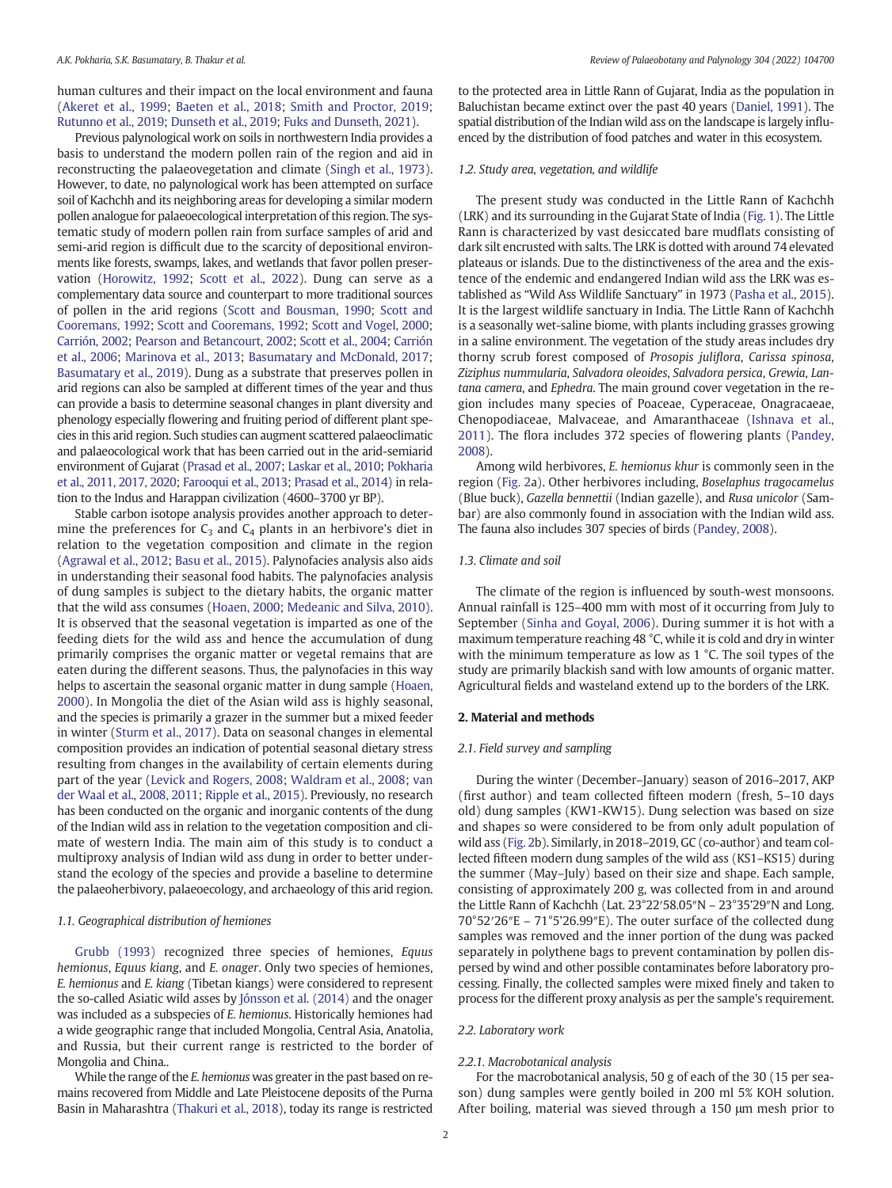human cultures and their impact on the local environment and fauna (Akeret et al., 1999; Baeten et al., 2018; Smith and Proctor, 2019; Rutunno et al., 2019; Dunseth et al., 2019; Fuks and Dunseth, 2021).

Previous palynological work on soils in northwestern India provides a basis to understand the modern pollen rain of the region and aid in reconstructing the palaeovegetation and climate (Singh et al., 1973). However, to date, no palynological work has been attempted on surface soil of Kachchh and its neighboring areas for developing a similar modern pollen analogue for palaeoecological interpretation of this region. The systematic study of modern pollen rain from surface samples of arid and semi-arid region is difficult due to the scarcity of depositional environments like forests, swamps, lakes, and wetlands that favor pollen preservation (Horowitz, 1992; Scott et al., 2022). Dung can serve as a complementary data source and counterpart to more traditional sources of pollen in the arid regions (Scott and Bousman, 1990; Scott and Cooremans, 1992; Scott and Cooremans, 1992; Scott and Vogel, 2000; Carrión, 2002; Pearson and Betancourt, 2002; Scott et al., 2004; Carrión et al., 2006; Marinova et al., 2013; Basumatary and McDonald, 2017; Basumatary et al., 2019). Dung as a substrate that preserves pollen in arid regions can also be sampled at different times of the year and thus can provide a basis to determine seasonal changes in plant diversity and phenology especially flowering and fruiting period of different plant species in this arid region. Such studies can augment scattered palaeoclimatic and palaeoecological work that has been carried out in the arid-semiarid environment of Gujarat (Prasad et al., 2007; Laskar et al., 2010; Pokharia et al., 2011, 2017, 2020; Farooqui et al., 2013; Prasad et al., 2014) in relation to the Indus and Harappan civilization (4600–3700 yr BP).

Stable carbon isotope analysis provides another approach to determine the preferences for $C_3$ and $C_4$ plants in an herbivore's diet in relation to the vegetation composition and climate in the region (Agrawal et al., 2012; Basu et al., 2015). Palynofacies analysis also aids in understanding their seasonal food habits. The palynofacies analysis of dung samples is subject to the dietary habits, the organic matter that the wild ass consumes (Hoaen, 2000; Medeanic and Silva, 2010). It is observed that the seasonal vegetation is imparted as one of the feeding diets for the wild ass and hence the accumulation of dung primarily comprises the organic matter or vegetal remains that are eaten during the different seasons. Thus, the palynofacies in this way helps to ascertain the seasonal organic matter in dung sample (Hoaen, 2000). In Mongolia the diet of the Asian wild ass is highly seasonal, and the species is primarily a grazer in the summer but a mixed feeder in winter (Sturm et al., 2017). Data on seasonal changes in elemental composition provides an indication of potential seasonal dietary stress resulting from changes in the availability of certain elements during part of the year (Levick and Rogers, 2008; Waldram et al., 2008; van der Waal et al., 2008, 2011; Ripple et al., 2015). Previously, no research has been conducted on the organic and inorganic contents of the dung of the Indian wild ass in relation to the vegetation composition and climate of western India. The main aim of this study is to conduct a multiproxy analysis of Indian wild ass dung in order to better understand the ecology of the species and provide a baseline to determine the palaeoherbivory, palaeoecology, and archaeology of this arid region.

### 1.1. Geographical distribution of hemiones

Grubb (1993) recognized three species of hemiones, *Equus hemionus*, *Equus kiang*, and *E. onager*. Only two species of hemiones, *E. hemionus* and *E. kiang* (Tibetan kiangs) were considered to represent the so-called Asiatic wild asses by Jónsson et al. (2014) and the onager was included as a subspecies of *E. hemionus*. Historically hemiones had a wide geographic range that included Mongolia, Central Asia, Anatolia, and Russia, but their current range is restricted to the border of Mongolia and China..

While the range of the *E. hemionus* was greater in the past based on remains recovered from Middle and Late Pleistocene deposits of the Purna Basin in Maharashtra (Thakuri et al., 2018), today its range is restricted to the protected area in Little Rann of Gujarat, India as the population in Baluchistan became extinct over the past 40 years (Daniel, 1991). The spatial distribution of the Indian wild ass on the landscape is largely influenced by the distribution of food patches and water in this ecosystem.

### 1.2. Study area, vegetation, and wildlife

The present study was conducted in the Little Rann of Kachchh (LRK) and its surrounding in the Gujarat State of India (Fig. 1). The Little Rann is characterized by vast desiccated bare mudflats consisting of dark silt encrusted with salts. The LRK is dotted with around 74 elevated plateaus or islands. Due to the distinctiveness of the area and the existence of the endemic and endangered Indian wild ass the LRK was established as "Wild Ass Wildlife Sanctuary" in 1973 (Pasha et al., 2015). It is the largest wildlife sanctuary in India. The Little Rann of Kachchh is a seasonally wet-saline biome, with plants including grasses growing in a saline environment. The vegetation of the study areas includes dry thorny scrub forest composed of *Prosopis juliflora*, *Carissa spinosa*, *Ziziphus nummularia*, *Salvadora oleoides*, *Salvadora persica*, *Grewia*, *Lantana camera*, and *Ephedra*. The main ground cover vegetation in the region includes many species of Poaceae, Cyperaceae, Onagracaeae, Chenopodiaceae, Malvaceae, and Amaranthaceae (Ishnava et al., 2011). The flora includes 372 species of flowering plants (Pandey, 2008).

Among wild herbivores, *E. hemionus khur* is commonly seen in the region (Fig. 2a). Other herbivores including, *Boselaphus tragocamelus* (Blue buck), *Gazella bennettii* (Indian gazelle), and *Rusa unicolor* (Sambar) are also commonly found in association with the Indian wild ass. The fauna also includes 307 species of birds (Pandey, 2008).

### 1.3. Climate and soil

The climate of the region is influenced by south-west monsoons. Annual rainfall is 125–400 mm with most of it occurring from July to September (Sinha and Goyal, 2006). During summer it is hot with a maximum temperature reaching 48 °C, while it is cold and dry in winter with the minimum temperature as low as 1 °C. The soil types of the study are primarily blackish sand with low amounts of organic matter. Agricultural fields and wasteland extend up to the borders of the LRK.

## 2. Material and methods

### 2.1. Field survey and sampling

During the winter (December–January) season of 2016–2017, AKP (first author) and team collected fifteen modern (fresh, 5–10 days old) dung samples (KW1-KW15). Dung selection was based on size and shapes so were considered to be from only adult population of wild ass (Fig. 2b). Similarly, in 2018–2019, GC (co-author) and team collected fifteen modern dung samples of the wild ass (KS1–KS15) during the summer (May–July) based on their size and shape. Each sample, consisting of approximately 200 g, was collected from in and around the Little Rann of Kachchh (Lat. 23°22′58.05″N – 23°35′29″N and Long. 70°52′26″E – 71°5′26.99″E). The outer surface of the collected dung samples was removed and the inner portion of the dung was packed separately in polythene bags to prevent contamination by pollen dispersed by wind and other possible contaminates before laboratory processing. Finally, the collected samples were mixed finely and taken to process for the different proxy analysis as per the sample's requirement.

### 2.2. Laboratory work

#### 2.2.1. Macrobotanical analysis

For the macrobotanical analysis, 50 g of each of the 30 (15 per season) dung samples were gently boiled in 200 ml 5% KOH solution. After boiling, material was sieved through a 150 μm mesh prior to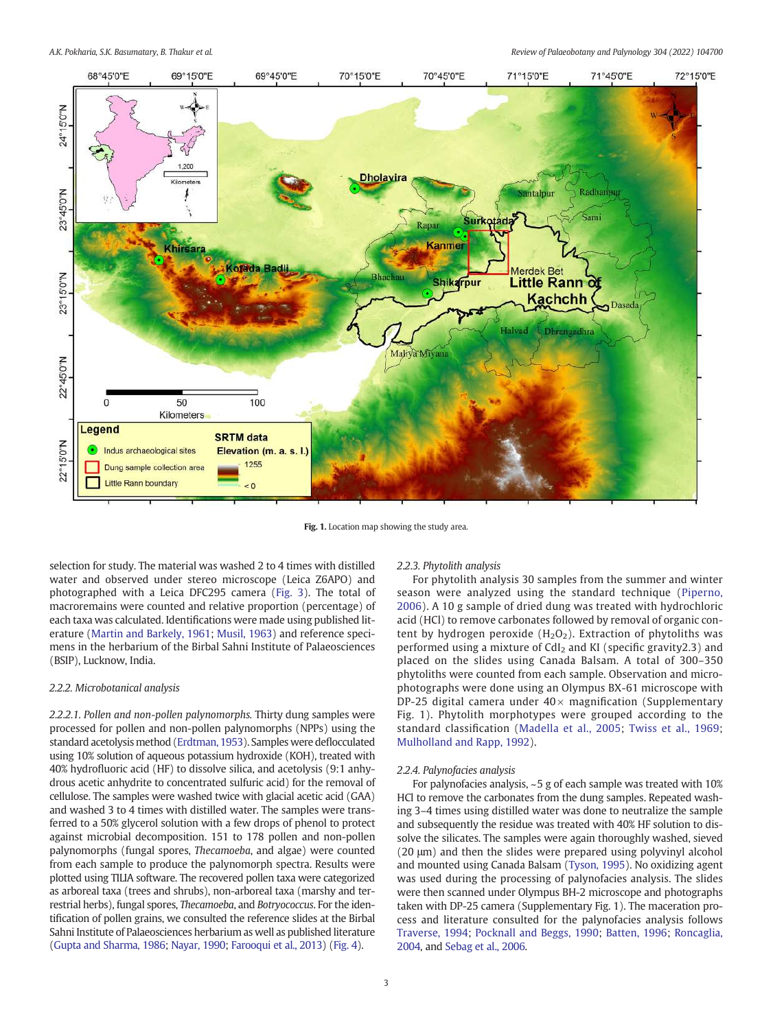Fig. 1. Location map showing the study area.

selection for study. The material was washed 2 to 4 times with distilled water and observed under stereo microscope (Leica Z6APO) and photographed with a Leica DFC295 camera (Fig. 3). The total of macroremains were counted and relative proportion (percentage) of each taxa was calculated. Identifications were made using published literature (Martin and Barkely, 1961; Musil, 1963) and reference specimens in the herbarium of the Birbal Sahni Institute of Palaeosciences (BSIP), Lucknow, India.

### 2.2.2. Microbotanical analysis

*2.2.2.1. Pollen and non-pollen palynomorphs.* Thirty dung samples were processed for pollen and non-pollen palynomorphs (NPPs) using the standard acetolysis method (Erdtman, 1953). Samples were deflocculated using 10% solution of aqueous potassium hydroxide (KOH), treated with 40% hydrofluoric acid (HF) to dissolve silica, and acetolysis (9:1 anhydrous acetic anhydrite to concentrated sulfuric acid) for the removal of cellulose. The samples were washed twice with glacial acetic acid (GAA) and washed 3 to 4 times with distilled water. The samples were transferred to a 50% glycerol solution with a few drops of phenol to protect against microbial decomposition. 151 to 178 pollen and non-pollen palynomorphs (fungal spores, *Thecamoeba*, and algae) were counted from each sample to produce the palynomorph spectra. Results were plotted using TILIA software. The recovered pollen taxa were categorized as arboreal taxa (trees and shrubs), non-arboreal taxa (marshy and terrestrial herbs), fungal spores, *Thecamoeba*, and *Botryococcus*. For the identification of pollen grains, we consulted the reference slides at the Birbal Sahni Institute of Palaeosciences herbarium as well as published literature (Gupta and Sharma, 1986; Nayar, 1990; Farooqui et al., 2013) (Fig. 4).

### 2.2.3. Phytolith analysis

For phytolith analysis 30 samples from the summer and winter season were analyzed using the standard technique (Piperno, 2006). A 10 g sample of dried dung was treated with hydrochloric acid (HCl) to remove carbonates followed by removal of organic content by hydrogen peroxide ($H_2O_2$). Extraction of phytoliths was performed using a mixture of $CdI_2$ and KI (specific gravity2.3) and placed on the slides using Canada Balsam. A total of 300–350 phytoliths were counted from each sample. Observation and microphotographs were done using an Olympus BX-61 microscope with DP-25 digital camera under 40× magnification (Supplementary Fig. 1). Phytolith morphotypes were grouped according to the standard classification (Madella et al., 2005; Twiss et al., 1969; Mulholland and Rapp, 1992).

### 2.2.4. Palynofacies analysis

For palynofacies analysis, ~5 g of each sample was treated with 10% HCl to remove the carbonates from the dung samples. Repeated washing 3–4 times using distilled water was done to neutralize the sample and subsequently the residue was treated with 40% HF solution to dissolve the silicates. The samples were again thoroughly washed, sieved (20 μm) and then the slides were prepared using polyvinyl alcohol and mounted using Canada Balsam (Tyson, 1995). No oxidizing agent was used during the processing of palynofacies analysis. The slides were then scanned under Olympus BH-2 microscope and photographs taken with DP-25 camera (Supplementary Fig. 1). The maceration process and literature consulted for the palynofacies analysis follows Traverse, 1994; Pocknall and Beggs, 1990; Batten, 1996; Roncaglia, 2004, and Sebag et al., 2006.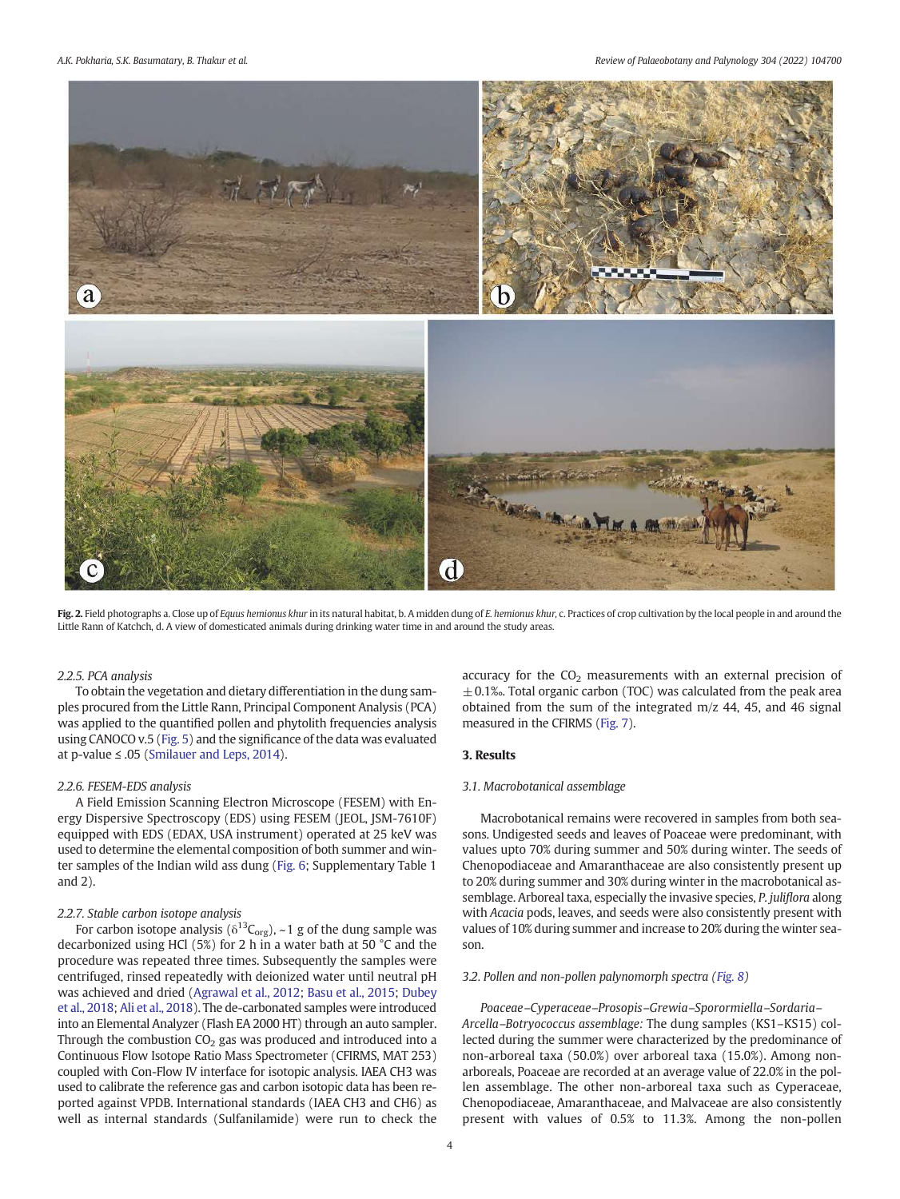**Fig. 2.** Field photographs a. Close up of *Equus hemionus khur* in its natural habitat, b. A midden dung of *E. hemionus khur*, c. Practices of crop cultivation by the local people in and around the Little Rann of Katchch, d. A view of domesticated animals during drinking water time in and around the study areas.

*2.2.5. PCA analysis*

To obtain the vegetation and dietary differentiation in the dung samples procured from the Little Rann, Principal Component Analysis (PCA) was applied to the quantified pollen and phytolith frequencies analysis using CANOCO v.5 (Fig. 5) and the significance of the data was evaluated at p-value ≤ .05 (Smilauer and Leps, 2014).

*2.2.6. FESEM-EDS analysis*

A Field Emission Scanning Electron Microscope (FESEM) with Energy Dispersive Spectroscopy (EDS) using FESEM (JEOL, JSM-7610F) equipped with EDS (EDAX, USA instrument) operated at 25 keV was used to determine the elemental composition of both summer and winter samples of the Indian wild ass dung (Fig. 6; Supplementary Table 1 and 2).

*2.2.7. Stable carbon isotope analysis*

For carbon isotope analysis ($\delta^{13}C_{org}$), ~1 g of the dung sample was decarbonized using HCl (5%) for 2 h in a water bath at 50 °C and the procedure was repeated three times. Subsequently the samples were centrifuged, rinsed repeatedly with deionized water until neutral pH was achieved and dried (Agrawal et al., 2012; Basu et al., 2015; Dubey et al., 2018; Ali et al., 2018). The de-carbonated samples were introduced into an Elemental Analyzer (Flash EA 2000 HT) through an auto sampler. Through the combustion $CO_2$ gas was produced and introduced into a Continuous Flow Isotope Ratio Mass Spectrometer (CFIRMS, MAT 253) coupled with Con-Flow IV interface for isotopic analysis. IAEA CH3 was used to calibrate the reference gas and carbon isotopic data has been reported against VPDB. International standards (IAEA CH3 and CH6) as well as internal standards (Sulfanilamide) were run to check the accuracy for the $CO_2$ measurements with an external precision of ±0.1‰. Total organic carbon (TOC) was calculated from the peak area obtained from the sum of the integrated m/z 44, 45, and 46 signal measured in the CFIRMS (Fig. 7).

## 3. Results

*3.1. Macrobotanical assemblage*

Macrobotanical remains were recovered in samples from both seasons. Undigested seeds and leaves of Poaceae were predominant, with values upto 70% during summer and 50% during winter. The seeds of Chenopodiaceae and Amaranthaceae are also consistently present up to 20% during summer and 30% during winter in the macrobotanical assemblage. Arboreal taxa, especially the invasive species, *P. juliflora* along with *Acacia* pods, leaves, and seeds were also consistently present with values of 10% during summer and increase to 20% during the winter season.

*3.2. Pollen and non-pollen palynomorph spectra (Fig. 8)*

*Poaceae–Cyperaceae–Prosopis–Grewia–Sporormiella–Sordaria–Arcella–Botryococcus assemblage:* The dung samples (KS1–KS15) collected during the summer were characterized by the predominance of non-arboreal taxa (50.0%) over arboreal taxa (15.0%). Among non-arboreals, Poaceae are recorded at an average value of 22.0% in the pollen assemblage. The other non-arboreal taxa such as Cyperaceae, Chenopodiaceae, Amaranthaceae, and Malvaceae are also consistently present with values of 0.5% to 11.3%. Among the non-pollen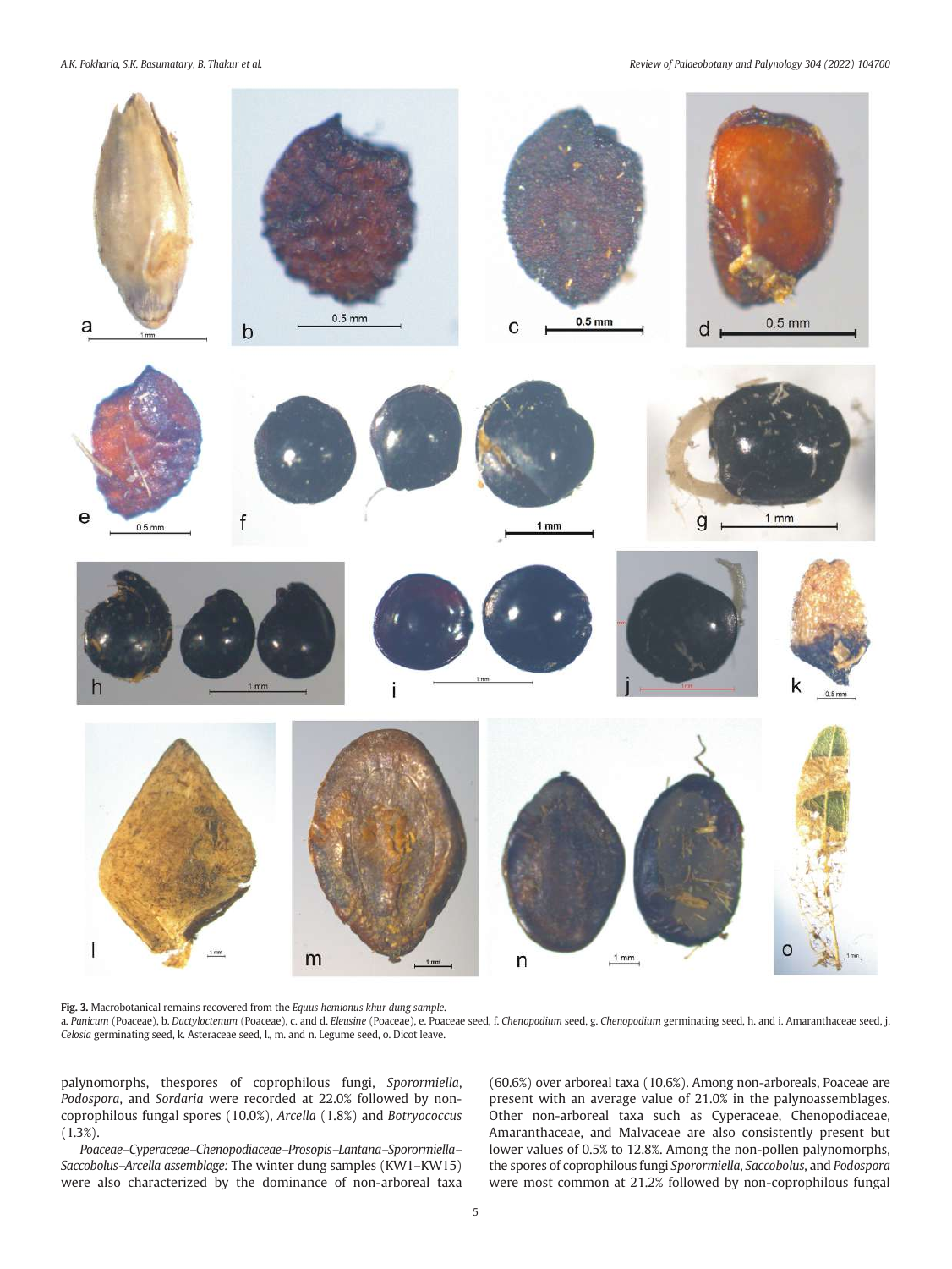**Fig. 3.** Macrobotanical remains recovered from the *Equus hemionus khur* dung sample.
a. *Panicum* (Poaceae), b. *Dactyloctenum* (Poaceae), c. and d. *Eleusine* (Poaceae), e. Poaceae seed, f. *Chenopodium* seed, g. *Chenopodium* germinating seed, h. and i. Amaranthaceae seed, j. *Celosia* germinating seed, k. Asteraceae seed, l., m. and n. Legume seed, o. Dicot leave.

palynomorphs, thespores of coprophilous fungi, *Sporormiella*, *Podospora*, and *Sordaria* were recorded at 22.0% followed by non-coprophilous fungal spores (10.0%), *Arcella* (1.8%) and *Botryococcus* (1.3%).

*Poaceae–Cyperaceae–Chenopodiaceae–Prosopis–Lantana–Sporormiella–Saccobolus–Arcella assemblage:* The winter dung samples (KW1–KW15) were also characterized by the dominance of non-arboreal taxa (60.6%) over arboreal taxa (10.6%). Among non-arboreals, Poaceae are present with an average value of 21.0% in the palynoassemblages. Other non-arboreal taxa such as Cyperaceae, Chenopodiaceae, Amaranthaceae, and Malvaceae are also consistently present but lower values of 0.5% to 12.8%. Among the non-pollen palynomorphs, the spores of coprophilous fungi *Sporormiella*, *Saccobolus*, and *Podospora* were most common at 21.2% followed by non-coprophilous fungal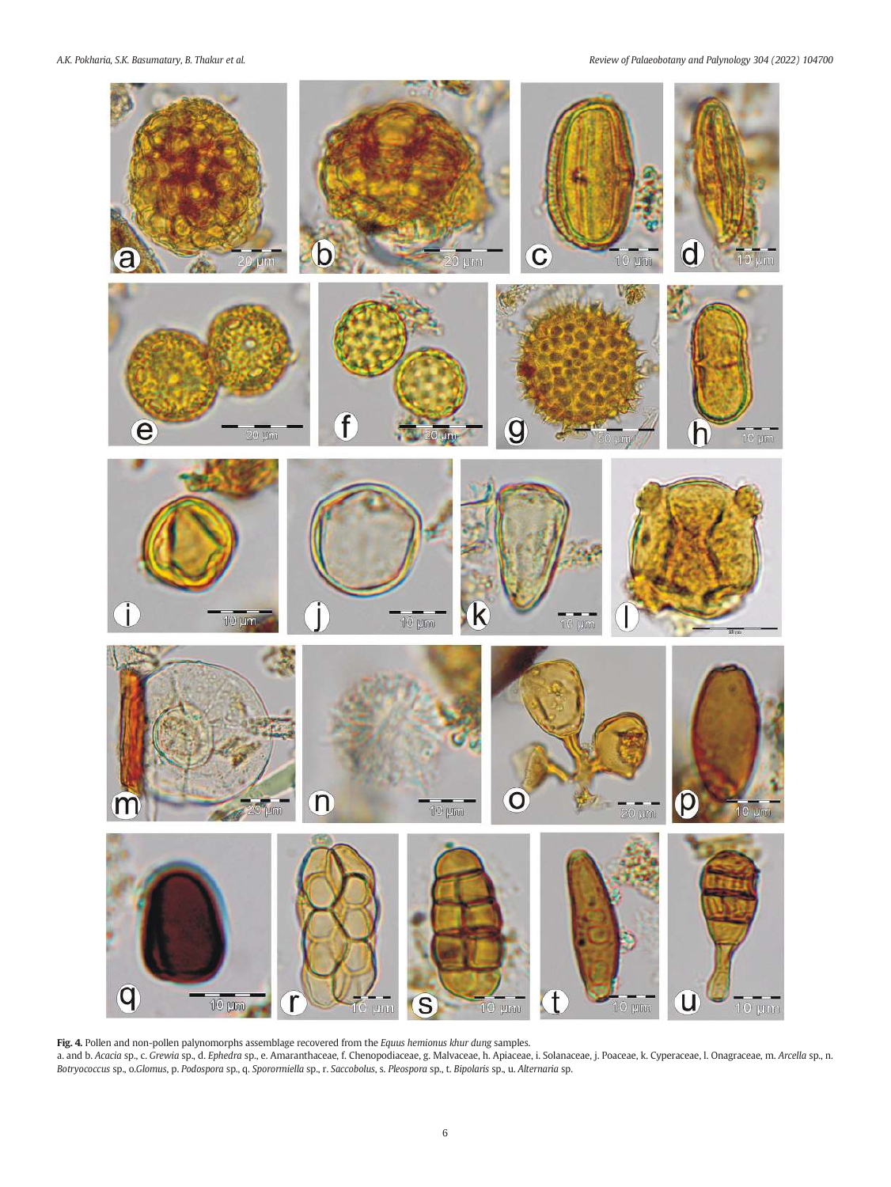**Fig. 4.** Pollen and non-pollen palynomorphs assemblage recovered from the *Equus hemionus khur dung* samples.

a. and b. *Acacia* sp., c. *Grewia* sp., d. *Ephedra* sp., e. Amaranthaceae, f. Chenopodiaceae, g. Malvaceae, h. Apiaceae, i. Solanaceae, j. Poaceae, k. Cyperaceae, l. Onagraceae, m. *Arcella* sp., n. *Botryococcus* sp., o.*Glomus*, p. *Podospora* sp., q. *Sporormiella* sp., r. *Saccobolus*, s. *Pleospora* sp., t. *Bipolaris* sp., u. *Alternaria* sp.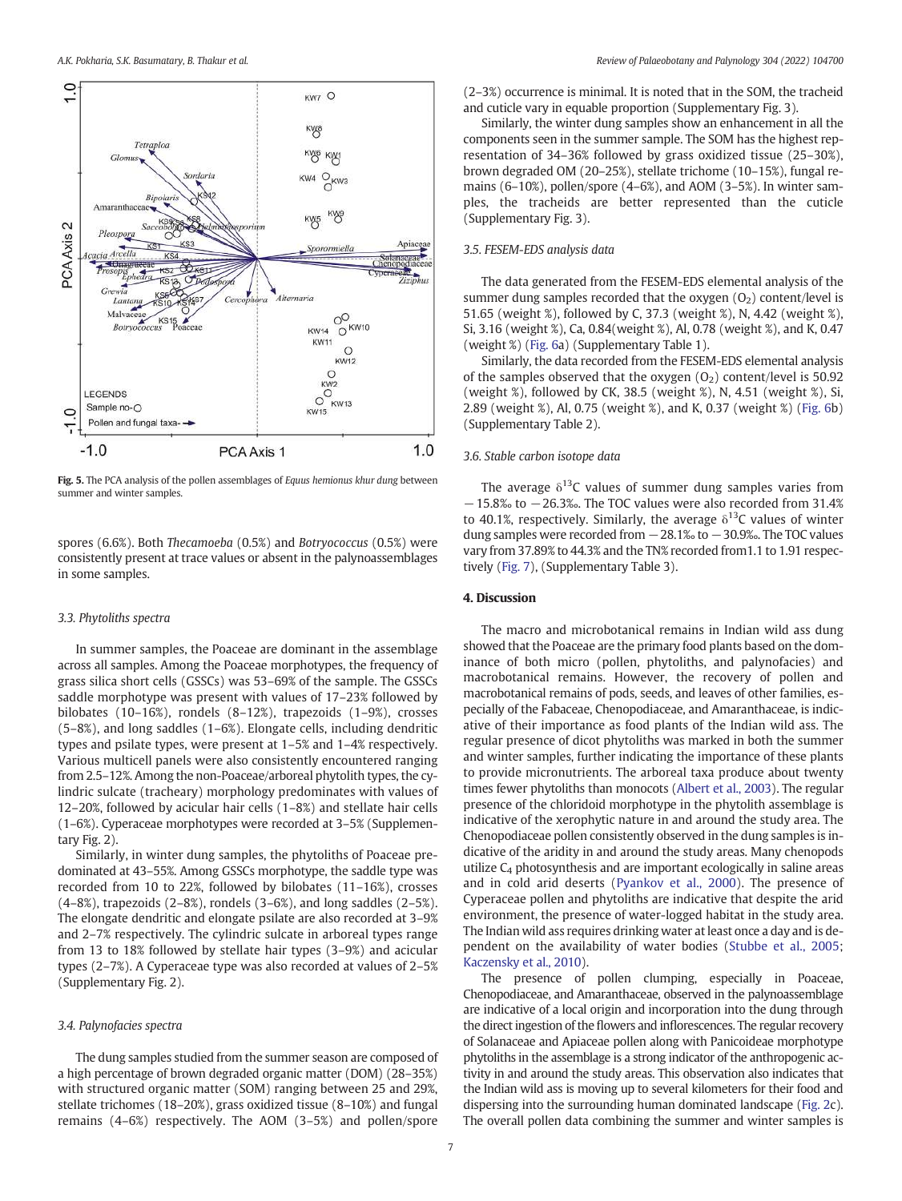Fig. 5. The PCA analysis of the pollen assemblages of *Equus hemionus khur dung* between summer and winter samples.

spores (6.6%). Both *Thecamoeba* (0.5%) and *Botryococcus* (0.5%) were consistently present at trace values or absent in the palynoassemblages in some samples.

### 3.3. Phytoliths spectra

In summer samples, the Poaceae are dominant in the assemblage across all samples. Among the Poaceae morphotypes, the frequency of grass silica short cells (GSSCs) was 53–69% of the sample. The GSSCs saddle morphotype was present with values of 17–23% followed by bilobates (10–16%), rondels (8–12%), trapezoids (1–9%), crosses (5–8%), and long saddles (1–6%). Elongate cells, including dendritic types and psilate types, were present at 1–5% and 1–4% respectively. Various multicell panels were also consistently encountered ranging from 2.5–12%. Among the non-Poaceae/arboreal phytolith types, the cylindric sulcate (tracheary) morphology predominates with values of 12–20%, followed by acicular hair cells (1–8%) and stellate hair cells (1–6%). Cyperaceae morphotypes were recorded at 3–5% (Supplementary Fig. 2).

Similarly, in winter dung samples, the phytoliths of Poaceae predominated at 43–55%. Among GSSCs morphotype, the saddle type was recorded from 10 to 22%, followed by bilobates (11–16%), crosses (4–8%), trapezoids (2–8%), rondels (3–6%), and long saddles (2–5%). The elongate dendritic and elongate psilate are also recorded at 3–9% and 2–7% respectively. The cylindric sulcate in arboreal types range from 13 to 18% followed by stellate hair types (3–9%) and acicular types (2–7%). A Cyperaceae type was also recorded at values of 2–5% (Supplementary Fig. 2).

### 3.4. Palynofacies spectra

The dung samples studied from the summer season are composed of a high percentage of brown degraded organic matter (DOM) (28–35%) with structured organic matter (SOM) ranging between 25 and 29%, stellate trichomes (18–20%), grass oxidized tissue (8–10%) and fungal remains (4–6%) respectively. The AOM (3–5%) and pollen/spore (2–3%) occurrence is minimal. It is noted that in the SOM, the tracheid and cuticle vary in equable proportion (Supplementary Fig. 3).

Similarly, the winter dung samples show an enhancement in all the components seen in the summer sample. The SOM has the highest representation of 34–36% followed by grass oxidized tissue (25–30%), brown degraded OM (20–25%), stellate trichome (10–15%), fungal remains (6–10%), pollen/spore (4–6%), and AOM (3–5%). In winter samples, the tracheids are better represented than the cuticle (Supplementary Fig. 3).

### 3.5. FESEM-EDS analysis data

The data generated from the FESEM-EDS elemental analysis of the summer dung samples recorded that the oxygen ($O_2$) content/level is 51.65 (weight %), followed by C, 37.3 (weight %), N, 4.42 (weight %), Si, 3.16 (weight %), Ca, 0.84(weight %), Al, 0.78 (weight %), and K, 0.47 (weight %) (Fig. 6a) (Supplementary Table 1).

Similarly, the data recorded from the FESEM-EDS elemental analysis of the samples observed that the oxygen ($O_2$) content/level is 50.92 (weight %), followed by CK, 38.5 (weight %), N, 4.51 (weight %), Si, 2.89 (weight %), Al, 0.75 (weight %), and K, 0.37 (weight %) (Fig. 6b) (Supplementary Table 2).

### 3.6. Stable carbon isotope data

The average $\delta^{13}C$ values of summer dung samples varies from −15.8‰ to −26.3‰. The TOC values were also recorded from 31.4% to 40.1%, respectively. Similarly, the average $\delta^{13}C$ values of winter dung samples were recorded from −28.1‰ to −30.9‰. The TOC values vary from 37.89% to 44.3% and the TN% recorded from1.1 to 1.91 respectively (Fig. 7), (Supplementary Table 3).

## 4. Discussion

The macro and microbotanical remains in Indian wild ass dung showed that the Poaceae are the primary food plants based on the dominance of both micro (pollen, phytoliths, and palynofacies) and macrobotanical remains. However, the recovery of pollen and macrobotanical remains of pods, seeds, and leaves of other families, especially of the Fabaceae, Chenopodiaceae, and Amaranthaceae, is indicative of their importance as food plants of the Indian wild ass. The regular presence of dicot phytoliths was marked in both the summer and winter samples, further indicating the importance of these plants to provide micronutrients. The arboreal taxa produce about twenty times fewer phytoliths than monocots (Albert et al., 2003). The regular presence of the chloridoid morphotype in the phytolith assemblage is indicative of the xerophytic nature in and around the study area. The Chenopodiaceae pollen consistently observed in the dung samples is indicative of the aridity in and around the study areas. Many chenopods utilize $C_4$ photosynthesis and are important ecologically in saline areas and in cold arid deserts (Pyankov et al., 2000). The presence of Cyperaceae pollen and phytoliths are indicative that despite the arid environment, the presence of water-logged habitat in the study area. The Indian wild ass requires drinking water at least once a day and is dependent on the availability of water bodies (Stubbe et al., 2005; Kaczensky et al., 2010).

The presence of pollen clumping, especially in Poaceae, Chenopodiaceae, and Amaranthaceae, observed in the palynoassemblage are indicative of a local origin and incorporation into the dung through the direct ingestion of the flowers and inflorescences. The regular recovery of Solanaceae and Apiaceae pollen along with Panicoideae morphotype phytoliths in the assemblage is a strong indicator of the anthropogenic activity in and around the study areas. This observation also indicates that the Indian wild ass is moving up to several kilometers for their food and dispersing into the surrounding human dominated landscape (Fig. 2c). The overall pollen data combining the summer and winter samples is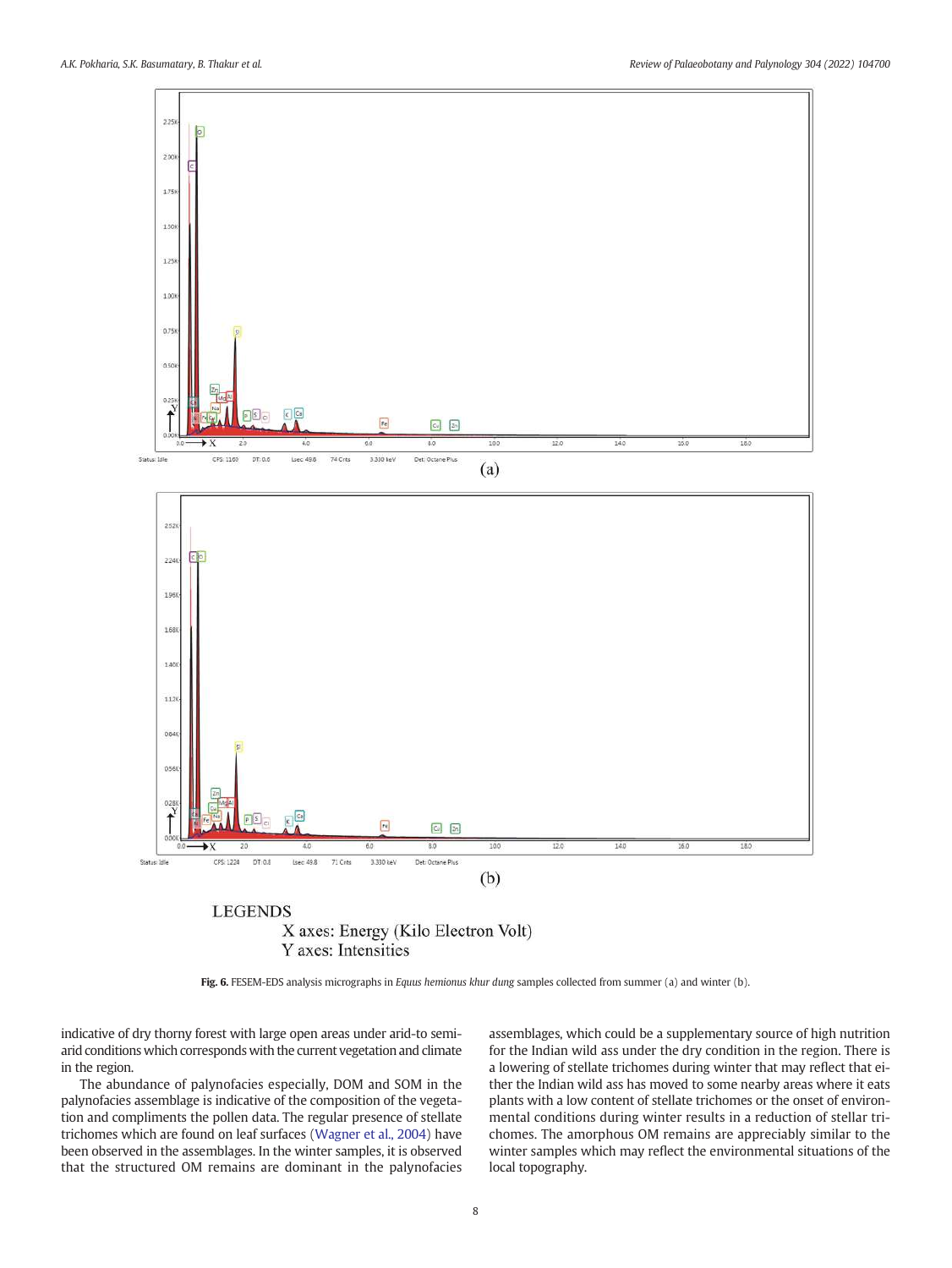LEGENDS

X axes: Energy (Kilo Electron Volt)

Y axes: Intensities

**Fig. 6.** FESEM-EDS analysis micrographs in *Equus hemionus khur dung* samples collected from summer (a) and winter (b).

indicative of dry thorny forest with large open areas under arid-to semi-arid conditions which corresponds with the current vegetation and climate in the region.

The abundance of palynofacies especially, DOM and SOM in the palynofacies assemblage is indicative of the composition of the vegetation and compliments the pollen data. The regular presence of stellate trichomes which are found on leaf surfaces (Wagner et al., 2004) have been observed in the assemblages. In the winter samples, it is observed that the structured OM remains are dominant in the palynofacies assemblages, which could be a supplementary source of high nutrition for the Indian wild ass under the dry condition in the region. There is a lowering of stellate trichomes during winter that may reflect that either the Indian wild ass has moved to some nearby areas where it eats plants with a low content of stellate trichomes or the onset of environmental conditions during winter results in a reduction of stellar trichomes. The amorphous OM remains are appreciably similar to the winter samples which may reflect the environmental situations of the local topography.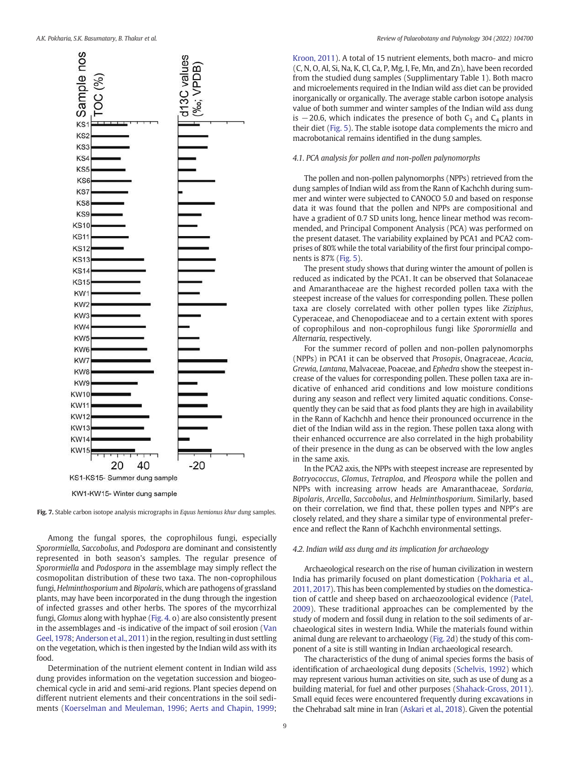Fig. 7. Stable carbon isotope analysis micrographs in *Equus hemionus khur dung* samples.

Among the fungal spores, the coprophilous fungi, especially *Sporormiella*, *Saccobolus*, and *Podospora* are dominant and consistently represented in both season's samples. The regular presence of *Sporormiella* and *Podospora* in the assemblage may simply reflect the cosmopolitan distribution of these two taxa. The non-coprophilous fungi, *Helminthosporium* and *Bipolaris*, which are pathogens of grassland plants, may have been incorporated in the dung through the ingestion of infected grasses and other herbs. The spores of the mycorrhizal fungi, *Glomus* along with hyphae (Fig. 4. o) are also consistently present in the assemblages and -is indicative of the impact of soil erosion (Van Geel, 1978; Anderson et al., 2011) in the region, resulting in dust settling on the vegetation, which is then ingested by the Indian wild ass with its food.

Determination of the nutrient element content in Indian wild ass dung provides information on the vegetation succession and biogeochemical cycle in arid and semi-arid regions. Plant species depend on different nutrient elements and their concentrations in the soil sediments (Koerselman and Meuleman, 1996; Aerts and Chapin, 1999; Kroon, 2011). A total of 15 nutrient elements, both macro- and micro (C, N, O, Al, Si, Na, K, Cl, Ca, P, Mg, I, Fe, Mn, and Zn), have been recorded from the studied dung samples (Supplimentary Table 1). Both macro and microelements required in the Indian wild ass diet can be provided inorganically or organically. The average stable carbon isotope analysis value of both summer and winter samples of the Indian wild ass dung is −20.6, which indicates the presence of both $C_3$ and $C_4$ plants in their diet (Fig. 5). The stable isotope data complements the micro and macrobotanical remains identified in the dung samples.

### 4.1. PCA analysis for pollen and non-pollen palynomorphs

The pollen and non-pollen palynomorphs (NPPs) retrieved from the dung samples of Indian wild ass from the Rann of Kachchh during summer and winter were subjected to CANOCO 5.0 and based on response data it was found that the pollen and NPPs are compositional and have a gradient of 0.7 SD units long, hence linear method was recommended, and Principal Component Analysis (PCA) was performed on the present dataset. The variability explained by PCA1 and PCA2 comprises of 80% while the total variability of the first four principal components is 87% (Fig. 5).

The present study shows that during winter the amount of pollen is reduced as indicated by the PCA1. It can be observed that Solanaceae and Amaranthaceae are the highest recorded pollen taxa with the steepest increase of the values for corresponding pollen. These pollen taxa are closely correlated with other pollen types like *Ziziphus*, Cyperaceae, and Chenopodiaceae and to a certain extent with spores of coprophilous and non-coprophilous fungi like *Sporormiella* and *Alternaria*, respectively.

For the summer record of pollen and non-pollen palynomorphs (NPPs) in PCA1 it can be observed that *Prosopis*, Onagraceae, *Acacia*, *Grewia*, *Lantana*, Malvaceae, Poaceae, and *Ephedra* show the steepest increase of the values for corresponding pollen. These pollen taxa are indicative of enhanced arid conditions and low moisture conditions during any season and reflect very limited aquatic conditions. Consequently they can be said that as food plants they are high in availability in the Rann of Kachchh and hence their pronounced occurrence in the diet of the Indian wild ass in the region. These pollen taxa along with their enhanced occurrence are also correlated in the high probability of their presence in the dung as can be observed with the low angles in the same axis.

In the PCA2 axis, the NPPs with steepest increase are represented by *Botryococcus*, *Glomus*, *Tetraploa*, and *Pleospora* while the pollen and NPPs with increasing arrow heads are Amaranthaceae, *Sordaria*, *Bipolaris*, *Arcella*, *Saccobolus*, and *Helminthosporium*. Similarly, based on their correlation, we find that, these pollen types and NPP's are closely related, and they share a similar type of environmental preference and reflect the Rann of Kachchh environmental settings.

### 4.2. Indian wild ass dung and its implication for archaeology

Archaeological research on the rise of human civilization in western India has primarily focused on plant domestication (Pokharia et al., 2011, 2017). This has been complemented by studies on the domestication of cattle and sheep based on archaeozoological evidence (Patel, 2009). These traditional approaches can be complemented by the study of modern and fossil dung in relation to the soil sediments of archaeological sites in western India. While the materials found within animal dung are relevant to archaeology (Fig. 2d) the study of this component of a site is still wanting in Indian archaeological research.

The characteristics of the dung of animal species forms the basis of identification of archaeological dung deposits (Schelvis, 1992) which may represent various human activities on site, such as use of dung as a building material, for fuel and other purposes (Shahack-Gross, 2011). Small equid feces were encountered frequently during excavations in the Chehrabad salt mine in Iran (Askari et al., 2018). Given the potential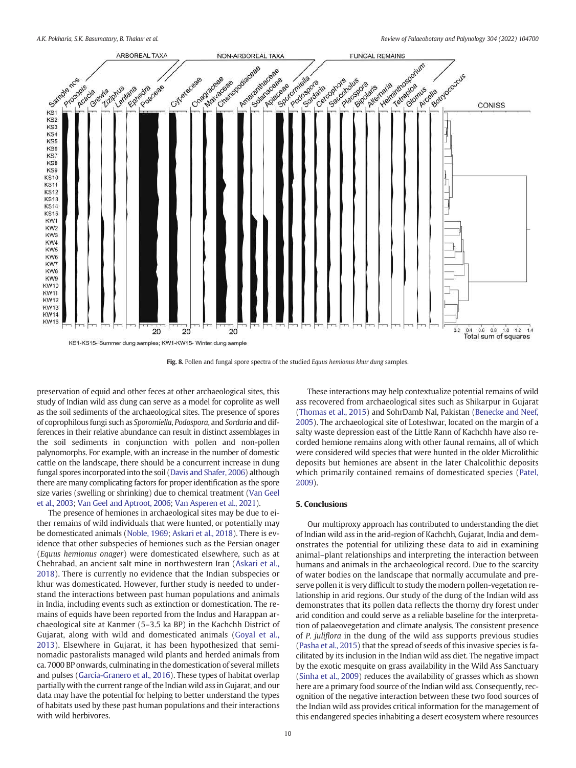KS1-KS15- Summer dung samples; KW1-KW15- Winter dung sample

**Fig. 8.** Pollen and fungal spore spectra of the studied *Equus hemionus khur dung* samples.

preservation of equid and other feces at other archaeological sites, this study of Indian wild ass dung can serve as a model for coprolite as well as the soil sediments of the archaeological sites. The presence of spores of coprophilous fungi such as *Sporomiella*, *Podospora*, and *Sordaria* and differences in their relative abundance can result in distinct assemblages in the soil sediments in conjunction with pollen and non-pollen palynomorphs. For example, with an increase in the number of domestic cattle on the landscape, there should be a concurrent increase in dung fungal spores incorporated into the soil (Davis and Shafer, 2006) although there are many complicating factors for proper identification as the spore size varies (swelling or shrinking) due to chemical treatment (Van Geel et al., 2003; Van Geel and Aptroot, 2006; Van Asperen et al., 2021).

The presence of hemiones in archaeological sites may be due to either remains of wild individuals that were hunted, or potentially may be domesticated animals (Noble, 1969; Askari et al., 2018). There is evidence that other subspecies of hemiones such as the Persian onager (*Equus hemionus onager*) were domesticated elsewhere, such as at Chehrabad, an ancient salt mine in northwestern Iran (Askari et al., 2018). There is currently no evidence that the Indian subspecies or khur was domesticated. However, further study is needed to understand the interactions between past human populations and animals in India, including events such as extinction or domestication. The remains of equids have been reported from the Indus and Harappan archaeological site at Kanmer (5–3.5 ka BP) in the Kachchh District of Gujarat, along with wild and domesticated animals (Goyal et al., 2013). Elsewhere in Gujarat, it has been hypothesized that seminomadic pastoralists managed wild plants and herded animals from ca. 7000 BP onwards, culminating in the domestication of several millets and pulses (García-Granero et al., 2016). These types of habitat overlap partially with the current range of the Indian wild ass in Gujarat, and our data may have the potential for helping to better understand the types of habitats used by these past human populations and their interactions with wild herbivores.

These interactions may help contextualize potential remains of wild ass recovered from archaeological sites such as Shikarpur in Gujarat (Thomas et al., 2015) and SohrDamb Nal, Pakistan (Benecke and Neef, 2005). The archaeological site of Loteshwar, located on the margin of a salty waste depression east of the Little Rann of Kachchh have also recorded hemione remains along with other faunal remains, all of which were considered wild species that were hunted in the older Microlithic deposits but hemiones are absent in the later Chalcolithic deposits which primarily contained remains of domesticated species (Patel, 2009).

## 5. Conclusions

Our multiproxy approach has contributed to understanding the diet of Indian wild ass in the arid-region of Kachchh, Gujarat, India and demonstrates the potential for utilizing these data to aid in examining animal–plant relationships and interpreting the interaction between humans and animals in the archaeological record. Due to the scarcity of water bodies on the landscape that normally accumulate and preserve pollen it is very difficult to study the modern pollen-vegetation relationship in arid regions. Our study of the dung of the Indian wild ass demonstrates that its pollen data reflects the thorny dry forest under arid condition and could serve as a reliable baseline for the interpretation of palaeovegetation and climate analysis. The consistent presence of *P. juliflora* in the dung of the wild ass supports previous studies (Pasha et al., 2015) that the spread of seeds of this invasive species is facilitated by its inclusion in the Indian wild ass diet. The negative impact by the exotic mesquite on grass availability in the Wild Ass Sanctuary (Sinha et al., 2009) reduces the availability of grasses which as shown here are a primary food source of the Indian wild ass. Consequently, recognition of the negative interaction between these two food sources of the Indian wild ass provides critical information for the management of this endangered species inhabiting a desert ecosystem where resources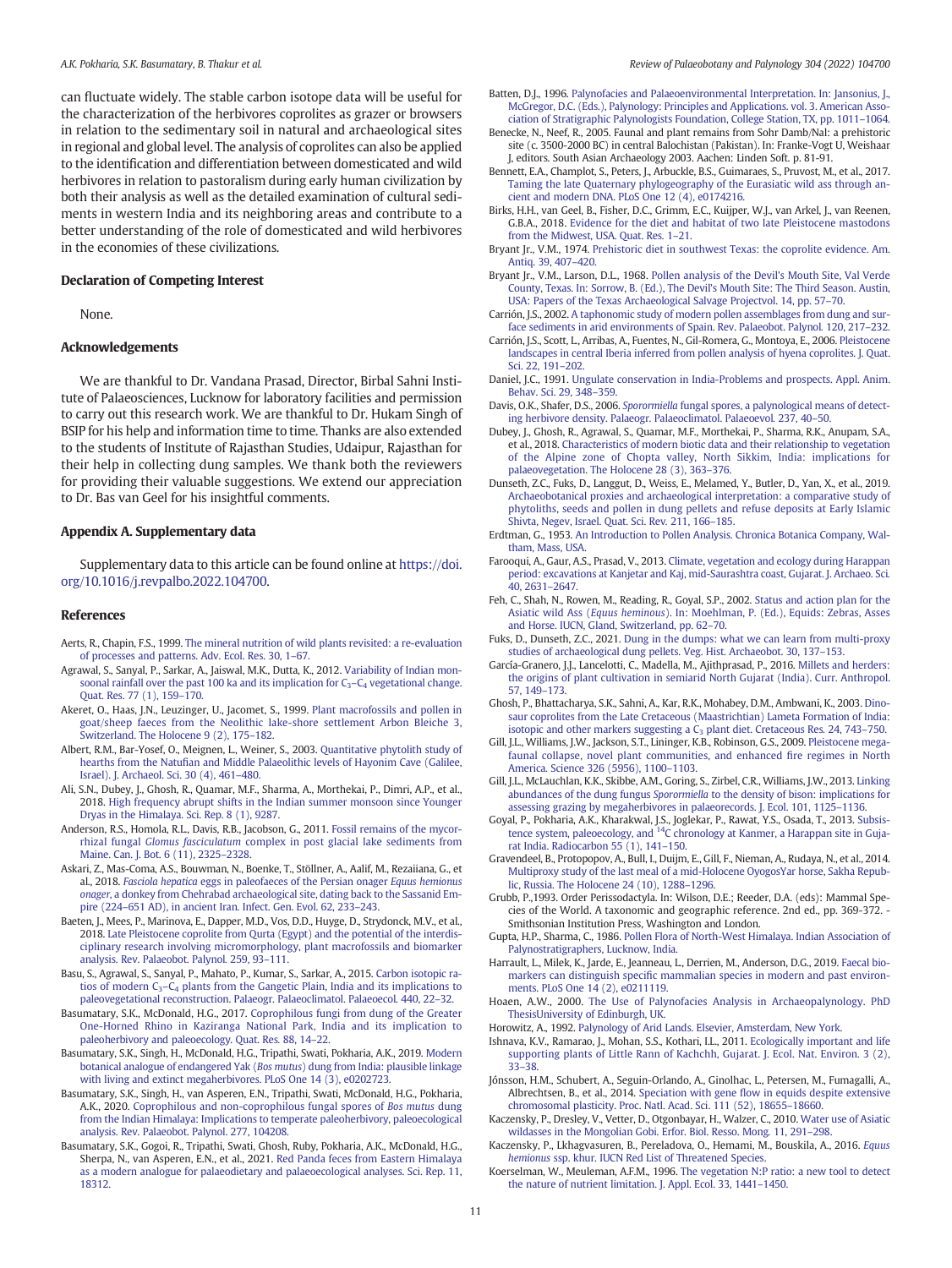can fluctuate widely. The stable carbon isotope data will be useful for the characterization of the herbivores coprolites as grazer or browsers in relation to the sedimentary soil in natural and archaeological sites in regional and global level. The analysis of coprolites can also be applied to the identification and differentiation between domesticated and wild herbivores in relation to pastoralism during early human civilization by both their analysis as well as the detailed examination of cultural sediments in western India and its neighboring areas and contribute to a better understanding of the role of domesticated and wild herbivores in the economies of these civilizations.

## Declaration of Competing Interest

None.

## Acknowledgements

We are thankful to Dr. Vandana Prasad, Director, Birbal Sahni Institute of Palaeosciences, Lucknow for laboratory facilities and permission to carry out this research work. We are thankful to Dr. Hukam Singh of BSIP for his help and information time to time. Thanks are also extended to the students of Institute of Rajasthan Studies, Udaipur, Rajasthan for their help in collecting dung samples. We thank both the reviewers for providing their valuable suggestions. We extend our appreciation to Dr. Bas van Geel for his insightful comments.

## Appendix A. Supplementary data

Supplementary data to this article can be found online at https://doi.org/10.1016/j.revpalbo.2022.104700.

## References

Aerts, R., Chapin, F.S., 1999. The mineral nutrition of wild plants revisited: a re-evaluation of processes and patterns. Adv. Ecol. Res. 30, 1–67.

Agrawal, S., Sanyal, P., Sarkar, A., Jaiswal, M.K., Dutta, K., 2012. Variability of Indian monsoonal rainfall over the past 100 ka and its implication for $C_3$–$C_4$ vegetational change. Quat. Res. 77 (1), 159–170.

Akeret, O., Haas, J.N., Leuzinger, U., Jacomet, S., 1999. Plant macrofossils and pollen in goat/sheep faeces from the Neolithic lake-shore settlement Arbon Bleiche 3, Switzerland. The Holocene 9 (2), 175–182.

Albert, R.M., Bar-Yosef, O., Meignen, L., Weiner, S., 2003. Quantitative phytolith study of hearths from the Natufian and Middle Palaeolithic levels of Hayonim Cave (Galilee, Israel). J. Archaeol. Sci. 30 (4), 461–480.

Ali, S.N., Dubey, J., Ghosh, R., Quamar, M.F., Sharma, A., Morthekai, P., Dimri, A.P., et al., 2018. High frequency abrupt shifts in the Indian summer monsoon since Younger Dryas in the Himalaya. Sci. Rep. 8 (1), 9287.

Anderson, R.S., Homola, R.L., Davis, R.B., Jacobson, G., 2011. Fossil remains of the mycorrhizal fungal *Glomus fasciculatum* complex in post glacial lake sediments from Maine. Can. J. Bot. 6 (11), 2325–2328.

Askari, Z., Mas-Coma, A.S., Bouwman, N., Boenke, T., Stöllner, A., Aalif, M., Rezaiiana, G., et al., 2018. *Fasciola hepatica* eggs in paleofaeces of the Persian onager *Equus hemionus onager*, a donkey from Chehrabad archaeological site, dating back to the Sassanid Empire (224–651 AD), in ancient Iran. Infect. Gen. Evol. 62, 233–243.

Baeten, J., Mees, P., Marinova, E., Dapper, M.D., Vos, D.D., Huygе, D., Strydonck, M.V., et al., 2018. Late Pleistocene coprolite from Qurta (Egypt) and the potential of the interdisciplinary research involving micromorphology, plant macrofossils and biomarker analysis. Rev. Palaeobot. Palynol. 259, 93–111.

Basu, S., Agrawal, S., Sanyal, P., Mahato, P., Kumar, S., Sarkar, A., 2015. Carbon isotopic ratios of modern $C_3$–$C_4$ plants from the Gangetic Plain, India and its implications to paleovegetational reconstruction. Palaeogr. Palaeoclimatol. Palaeoecol. 440, 22–32.

Basumatary, S.K., McDonald, H.G., 2017. Coprophilous fungi from dung of the Greater One-Horned Rhino in Kaziranga National Park, India and its implication to paleoherbivory and paleoecology. Quat. Res. 88, 14–22.

Basumatary, S.K., Singh, H., McDonald, H.G., Tripathi, Swati, Pokharia, A.K., 2019. Modern botanical analogue of endangered Yak (*Bos mutus*) dung from India: plausible linkage with living and extinct megaherbivores. PLoS One 14 (3), e0202723.

Basumatary, S.K., Singh, H., van Asperen, E.N., Tripathi, Swati, McDonald, H.G., Pokharia, A.K., 2020. Coprophilous and non-coprophilous fungal spores of *Bos mutus* dung from the Indian Himalaya: Implications to temperate paleoherbivory, paleoecological analysis. Rev. Palaeobot. Palynol. 277, 104208.

Basumatary, S.K., Gogoi, R., Tripathi, Swati, Ghosh, Ruby, Pokharia, A.K., McDonald, H.G., Sherpa, N., van Asperen, E.N., et al., 2021. Red Panda feces from Eastern Himalaya as a modern analogue for palaeodietary and palaeoecological analyses. Sci. Rep. 11, 18312.

Batten, D.J., 1996. Palynofacies and Palaeoenvironmental Interpretation. In: Jansonius, J., McGregor, D.C. (Eds.), Palynology: Principles and Applications. vol. 3. American Association of Stratigraphic Palynologists Foundation, College Station, TX, pp. 1011–1064.

Benecke, N., Neef, R., 2005. Faunal and plant remains from Sohr Damb/Nal: a prehistoric site (c. 3500-2000 BC) in central Balochistan (Pakistan). In: Franke-Vogt U, Weishaar J, editors. South Asian Archaeology 2003. Aachen: Linden Soft. p. 81-91.

Bennett, E.A., Champlot, S., Peters, J., Arbuckle, B.S., Guimaraes, S., Pruvost, M., et al., 2017. Taming the late Quaternary phylogeography of the Eurasiatic wild ass through ancient and modern DNA. PLoS One 12 (4), e0174216.

Birks, H.H., van Geel, B., Fisher, D.C., Grimm, E.C., Kuijper, W.J., van Arkel, J., van Reenen, G.B.A., 2018. Evidence for the diet and habitat of two late Pleistocene mastodons from the Midwest, USA. Quat. Res. 1–21.

Bryant Jr., V.M., 1974. Prehistoric diet in southwest Texas: the coprolite evidence. Am. Antiq. 39, 407–420.

Bryant Jr., V.M., Larson, D.L., 1968. Pollen analysis of the Devil's Mouth Site, Val Verde County, Texas. In: Sorrow, B. (Ed.), The Devil's Mouth Site: The Third Season. Austin, USA: Papers of the Texas Archaeological Salvage Projectvol. 14, pp. 57–70.

Carrión, J.S., 2002. A taphonomic study of modern pollen assemblages from dung and surface sediments in arid environments of Spain. Rev. Palaeobot. Palynol. 120, 217–232.

Carrión, J.S., Scott, L., Arribas, A., Fuentes, N., Gil-Romera, G., Montoya, E., 2006. Pleistocene landscapes in central Iberia inferred from pollen analysis of hyena coprolites. J. Quat. Sci. 22, 191–202.

Daniel, J.C., 1991. Ungulate conservation in India-Problems and prospects. Appl. Anim. Behav. Sci. 29, 348–359.

Davis, O.K., Shafer, D.S., 2006. *Sporormiella* fungal spores, a palynological means of detecting herbivore density. Palaeogr. Palaeoclimatol. Palaeoevol. 237, 40–50.

Dubey, J., Ghosh, R., Agrawal, S., Quamar, M.F., Morthekai, P., Sharma, R.K., Anupam, S.A., et al., 2018. Characteristics of modern biotic data and their relationship to vegetation of the Alpine zone of Chopta valley, North Sikkim, India: implications for palaeovegetation. The Holocene 28 (3), 363–376.

Dunseth, Z.C., Fuks, D., Langgut, D., Weiss, E., Melamed, Y., Butler, D., Yan, X., et al., 2019. Archaeobotanical proxies and archaeological interpretation: a comparative study of phytoliths, seeds and pollen in dung pellets and refuse deposits at Early Islamic Shivta, Negev, Israel. Quat. Sci. Rev. 211, 166–185.

Erdtman, G., 1953. An Introduction to Pollen Analysis. Chronica Botanica Company, Waltham, Mass, USA.

Farooqui, A., Gaur, A.S., Prasad, V., 2013. Climate, vegetation and ecology during Harappan period: excavations at Kanjetar and Kaj, mid-Saurashtra coast, Gujarat. J. Archaeo. Sci. 40, 2631–2647.

Feh, C., Shah, N., Rowen, M., Reading, R., Goyal, S.P., 2002. Status and action plan for the Asiatic wild Ass (*Equus heminous*). In: Moehlman, P. (Ed.), Equids: Zebras, Asses and Horse. IUCN, Gland, Switzerland, pp. 62–70.

Fuks, D., Dunseth, Z.C., 2021. Dung in the dumps: what we can learn from multi-proxy studies of archaeological dung pellets. Veg. Hist. Archaeobot. 30, 137–153.

García-Granero, J.J., Lancelotti, C., Madella, M., Ajithprasad, P., 2016. Millets and herders: the origins of plant cultivation in semiarid North Gujarat (India). Curr. Anthropol. 57, 149–173.

Ghosh, P., Bhattacharya, S.K., Sahni, A., Kar, R.K., Mohabey, D.M., Ambwani, K., 2003. Dinosaur coprolites from the Late Cretaceous (Maastrichtian) Lameta Formation of India: isotopic and other markers suggesting a $C_3$ plant diet. Cretaceous Res. 24, 743–750.

Gill, J.L., Williams, J.W., Jackson, S.T., Lininger, K.B., Robinson, G.S., 2009. Pleistocene megafaunal collapse, novel plant communities, and enhanced fire regimes in North America. Science 326 (5956), 1100–1103.

Gill, J.L., McLauchlan, K.K., Skibbe, A.M., Goring, S., Zirbel, C.R., Williams, J.W., 2013. Linking abundances of the dung fungus *Sporormiella* to the density of bison: implications for assessing grazing by megaherbivores in palaeorecords. J. Ecol. 101, 1125–1136.

Goyal, P., Pokharia, A.K., Kharakwal, J.S., Joglekar, P., Rawat, Y.S., Osada, T., 2013. Subsistence system, paleoecology, and $^{14}$C chronology at Kanmer, a Harappan site in Gujarat India. Radiocarbon 55 (1), 141–150.

Gravendeel, B., Protopopov, A., Bull, I., Duijm, E., Gill, F., Nieman, A., Rudaya, N., et al., 2014. Multiproxy study of the last meal of a mid-Holocene OyogosYar horse, Sakha Republic, Russia. The Holocene 24 (10), 1288–1296.

Grubb, P.,1993. Order Perissodactyla. In: Wilson, D.E.; Reeder, D.A. (eds): Mammal Species of the World. A taxonomic and geographic reference. 2nd ed., pp. 369-372. - Smithsonian Institution Press, Washington and London.

Gupta, H.P., Sharma, C., 1986. Pollen Flora of North-West Himalaya. Indian Association of Palynostratigraphers, Lucknow, India.

Harrault, L., Milek, K., Jarde, E., Jeanneau, L., Derrien, M., Anderson, D.G., 2019. Faecal biomarkers can distinguish specific mammalian species in modern and past environments. PLoS One 14 (2), e0211119.

Hoaen, A.W., 2000. The Use of Palynofacies Analysis in Archaeopalynology. PhD ThesisUniversity of Edinburgh, UK.

Horowitz, A., 1992. Palynology of Arid Lands. Elsevier, Amsterdam, New York.

Ishnava, K.V., Ramarao, J., Mohan, S.S., Kothari, I.L., 2011. Ecologically important and life supporting plants of Little Rann of Kachchh, Gujarat. J. Ecol. Nat. Environ. 3 (2), 33–38.

Jónsson, H.M., Schubert, A., Seguin-Orlando, A., Ginolhac, L., Petersen, M., Fumagalli, A., Albrechtsen, B., et al., 2014. Speciation with gene flow in equids despite extensive chromosomal plasticity. Proc. Natl. Acad. Sci. 111 (52), 18655–18660.

Kaczensky, P., Dresley, V., Vetter, D., Otgonbayar, H., Walzer, C., 2010. Water use of Asiatic wildasses in the Mongolian Gobi. Erfor. Biol. Resso. Mong. 11, 291–298.

Kaczensky, P., Lkhagvasuren, B., Pereladova, O., Hemami, M., Bouskila, A., 2016. *Equus hemionus* ssp. khur. IUCN Red List of Threatened Species.

Koerselman, W., Meuleman, A.F.M., 1996. The vegetation N:P ratio: a new tool to detect the nature of nutrient limitation. J. Appl. Ecol. 33, 1441–1450.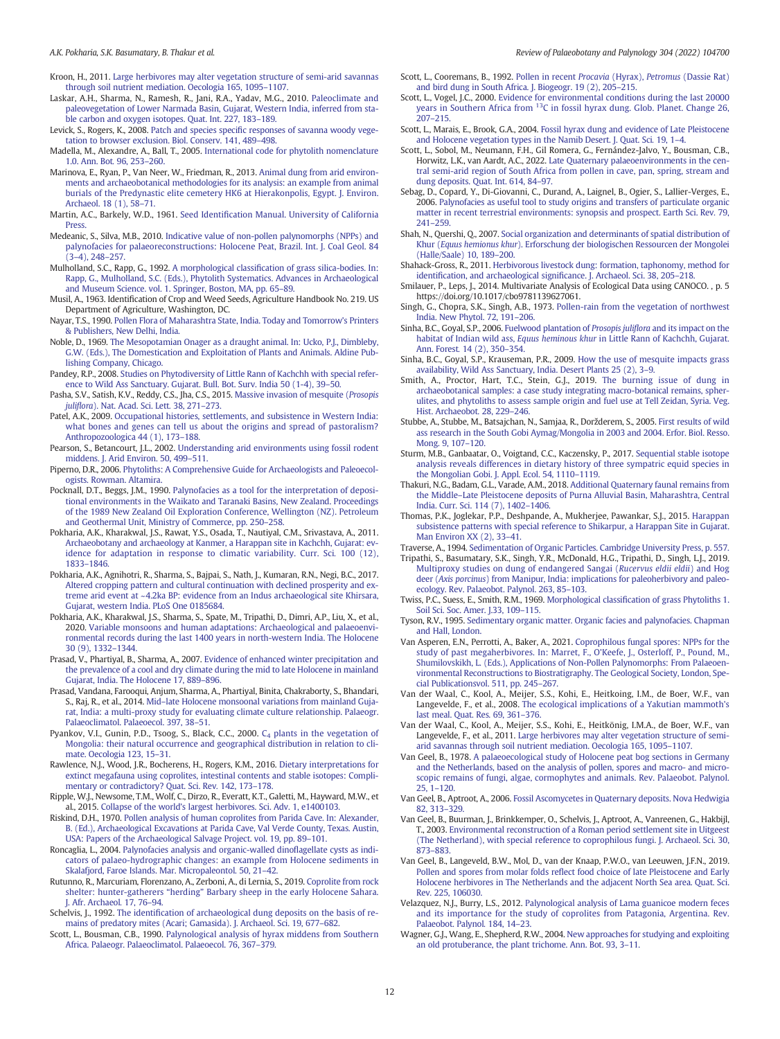Kroon, H., 2011. Large herbivores may alter vegetation structure of semi-arid savannas through soil nutrient mediation. Oecologia 165, 1095–1107.

Laskar, A.H., Sharma, N., Ramesh, R., Jani, R.A., Yadav, M.G., 2010. Paleoclimate and paleovegetation of Lower Narmada Basin, Gujarat, Western India, inferred from stable carbon and oxygen isotopes. Quat. Int. 227, 183–189.

Levick, S., Rogers, K., 2008. Patch and species specific responses of savanna woody vegetation to browser exclusion. Biol. Conserv. 141, 489–498.

Madella, M., Alexandre, A., Ball, T., 2005. International code for phytolith nomenclature 1.0. Ann. Bot. 96, 253–260.

Marinova, E., Ryan, P., Van Neer, W., Friedman, R., 2013. Animal dung from arid environments and archaeobotanical methodologies for its analysis: an example from animal burials of the Predynastic elite cemetery HK6 at Hierakonpolis, Egypt. J. Environ. Archaeol. 18 (1), 58–71.

Martin, A.C., Barkely, W.D., 1961. Seed Identification Manual. University of California Press.

Medeanic, S., Silva, M.B., 2010. Indicative value of non-pollen palynomorphs (NPPs) and palynofacies for palaeoreconstructions: Holocene Peat, Brazil. Int. J. Coal Geol. 84 (3–4), 248–257.

Mulholland, S.C., Rapp, G., 1992. A morphological classification of grass silica-bodies. In: Rapp, G., Mulholland, S.C. (Eds.), Phytolith Systematics. Advances in Archaeological and Museum Science. vol. 1. Springer, Boston, MA, pp. 65–89.

Musil, A., 1963. Identification of Crop and Weed Seeds, Agriculture Handbook No. 219. US Department of Agriculture, Washington, DC.

Nayar, T.S., 1990. Pollen Flora of Maharashtra State, India. Today and Tomorrow's Printers & Publishers, New Delhi, India.

Noble, D., 1969. The Mesopotamian Onager as a draught animal. In: Ucko, P.J., Dimbleby, G.W. (Eds.), The Domestication and Exploitation of Plants and Animals. Aldine Publishing Company, Chicago.

Pandey, R.P., 2008. Studies on Phytodiversity of Little Rann of Kachchh with special reference to Wild Ass Sanctuary. Gujarat. Bull. Bot. Surv. India 50 (1-4), 39–50.

Pasha, S.V., Satish, K.V., Reddy, C.S., Jha, C.S., 2015. Massive invasion of mesquite (*Prosopis juliflora*). Nat. Acad. Sci. Lett. 38, 271–273.

Patel, A.K., 2009. Occupational histories, settlements, and subsistence in Western India: what bones and genes can tell us about the origins and spread of pastoralism? Anthropozoologica 44 (1), 173–188.

Pearson, S., Betancourt, J.L., 2002. Understanding arid environments using fossil rodent middens. J. Arid Environ. 50, 499–511.

Piperno, D.R., 2006. Phytoliths: A Comprehensive Guide for Archaeologists and Paleoecologists. Rowman. Altamira.

Pocknall, D.T., Beggs, J.M., 1990. Palynofacies as a tool for the interpretation of depositional environments in the Waikato and Taranaki Basins, New Zealand. Proceedings of the 1989 New Zealand Oil Exploration Conference, Wellington (NZ). Petroleum and Geothermal Unit, Ministry of Commerce, pp. 250–258.

Pokharia, A.K., Kharakwal, J.S., Rawat, Y.S., Osada, T., Nautiyal, C.M., Srivastava, A., 2011. Archaeobotany and archaeology at Kanmer, a Harappan site in Kachchh, Gujarat: evidence for adaptation in response to climatic variability. Curr. Sci. 100 (12), 1833–1846.

Pokharia, A.K., Agnihotri, R., Sharma, S., Bajpai, S., Nath, J., Kumaran, R.N., Negi, B.C., 2017. Altered cropping pattern and cultural continuation with declined prosperity and extreme arid event at ~4.2ka BP: evidence from an Indus archaeological site Khirsara, Gujarat, western India. PLoS One 0185684.

Pokharia, A.K., Kharakwal, J.S., Sharma, S., Spate, M., Tripathi, D., Dimri, A.P., Liu, X., et al., 2020. Variable monsoons and human adaptations: Archaeological and palaeoenvironmental records during the last 1400 years in north-western India. The Holocene 30 (9), 1332–1344.

Prasad, V., Phartiyal, B., Sharma, A., 2007. Evidence of enhanced winter precipitation and the prevalence of a cool and dry climate during the mid to late Holocene in mainland Gujarat, India. The Holocene 17, 889–896.

Prasad, Vandana, Farooqui, Anjum, Sharma, A., Phartiyal, Binita, Chakraborty, S., Bhandari, S., Raj, R., et al., 2014. Mid–late Holocene monsoonal variations from mainland Gujarat, India: a multi-proxy study for evaluating climate culture relationship. Palaeogr. Palaeoclimatol. Palaeoecol. 397, 38–51.

Pyankov, V.I., Gunin, P.D., Tsoog, S., Black, C.C., 2000. $C_4$ plants in the vegetation of Mongolia: their natural occurrence and geographical distribution in relation to climate. Oecologia 123, 15–31.

Rawlence, N.J., Wood, J.R., Bocherens, H., Rogers, K.M., 2016. Dietary interpretations for extinct megafauna using coprolites, intestinal contents and stable isotopes: Complimentary or contradictory? Quat. Sci. Rev. 142, 173–178.

Ripple, W.J., Newsome, T.M., Wolf, C., Dirzo, R., Everatt, K.T., Galetti, M., Hayward, M.W., et al., 2015. Collapse of the world's largest herbivores. Sci. Adv. 1, e1400103.

Riskind, D.H., 1970. Pollen analysis of human coprolites from Parida Cave. In: Alexander, B. (Ed.), Archaeological Excavations at Parida Cave, Val Verde County, Texas. Austin, USA: Papers of the Archaeological Salvage Project. vol. 19, pp. 89–101.

Roncaglia, L., 2004. Palynofacies analysis and organic-walled dinoflagellate cysts as indicators of palaeo-hydrographic changes: an example from Holocene sediments in Skalafjord, Faroe Islands. Mar. Micropaleontol. 50, 21–42.

Rutunno, R., Marcuriam, Florenzano, A., Zerboni, A., di Lernia, S., 2019. Coprolite from rock shelter: hunter-gatherers "herding" Barbary sheep in the early Holocene Sahara. J. Afr. Archaeol. 17, 76–94.

Schelvis, J., 1992. The identification of archaeological dung deposits on the basis of remains of predatory mites (Acari; Gamasida). J. Archaeol. Sci. 19, 677–682.

Scott, L., Bousman, C.B., 1990. Palynological analysis of hyrax middens from Southern Africa. Palaeogr. Palaeoclimatol. Palaeoecol. 76, 367–379.

Scott, L., Cooremans, B., 1992. Pollen in recent *Procavia* (Hyrax), *Petromus* (Dassie Rat) and bird dung in South Africa. J. Biogeogr. 19 (2), 205–215.

Scott, L., Vogel, J.C., 2000. Evidence for environmental conditions during the last 20000 years in Southern Africa from $^{13}$C in fossil hyrax dung. Glob. Planet. Change 26, 207–215.

Scott, L., Marais, E., Brook, G.A., 2004. Fossil hyrax dung and evidence of Late Pleistocene and Holocene vegetation types in the Namib Desert. J. Quat. Sci. 19, 1–4.

Scott, L., Sobol, M., Neumann, F.H., Gil Romera, G., Fernández-Jalvo, Y., Bousman, C.B., Horwitz, L.K., van Aardt, A.C., 2022. Late Quaternary palaeoenvironments in the central semi-arid region of South Africa from pollen in cave, pan, spring, stream and dung deposits. Quat. Int. 614, 84–97.

Sebag, D., Copard, Y., Di-Giovanni, C., Durand, A., Laignel, B., Ogier, S., Lallier-Verges, E., 2006. Palynofacies as useful tool to study origins and transfers of particulate organic matter in recent terrestrial environments: synopsis and prospect. Earth Sci. Rev. 79, 241–259.

Shah, N., Quershi, Q., 2007. Social organization and determinants of spatial distribution of Khur (*Equus hemionus khur*). Erforschung der biologischen Ressourcen der Mongolei (Halle/Saale) 10, 189–200.

Shahack-Gross, R., 2011. Herbivorous livestock dung: formation, taphonomy, method for identification, and archaeological significance. J. Archaeol. Sci. 38, 205–218.

Smilauer, P., Leps, J., 2014. Multivariate Analysis of Ecological Data using CANOCO. , p. 5 https://doi.org/10.1017/cbo9781139627061.

Singh, G., Chopra, S.K., Singh, A.B., 1973. Pollen-rain from the vegetation of northwest India. New Phytol. 72, 191–206.

Sinha, B.C., Goyal, S.P., 2006. Fuelwood plantation of *Prosopis juliflora* and its impact on the habitat of Indian wild ass, *Equus heminous khur* in Little Rann of Kachchh, Gujarat. Ann. Forest. 14 (2), 350–354.

Sinha, B.C., Goyal, S.P., Krauseman, P.R., 2009. How the use of mesquite impacts grass availability, Wild Ass Sanctuary, India. Desert Plants 25 (2), 3–9.

Smith, A., Proctor, Hart, T.C., Stein, G.J., 2019. The burning issue of dung in archaeobotanical samples: a case study integrating macro-botanical remains, spherulites, and phytoliths to assess sample origin and fuel use at Tell Zeidan, Syria. Veg. Hist. Archaeobot. 28, 229–246.

Stubbe, A., Stubbe, M., Batsajchan, N., Samjaa, R., Doržderem, S., 2005. First results of wild ass research in the South Gobi Aymag/Mongolia in 2003 and 2004. Erfor. Biol. Resso. Mong. 9, 107–120.

Sturm, M.B., Ganbaatar, O., Voigtand, C.C., Kaczensky, P., 2017. Sequential stable isotope analysis reveals differences in dietary history of three sympatric equid species in the Mongolian Gobi. J. Appl. Ecol. 54, 1110–1119.

Thakuri, N.G., Badam, G.L., Varade, A.M., 2018. Additional Quaternary faunal remains from the Middle–Late Pleistocene deposits of Purna Alluvial Basin, Maharashtra, Central India. Curr. Sci. 114 (7), 1402–1406.

Thomas, P.K., Joglekar, P.P., Deshpande, A., Mukherjee, Pawankar, S.J., 2015. Harappan subsistence patterns with special reference to Shikarpur, a Harappan Site in Gujarat. Man Environ XX (2), 33–41.

Traverse, A., 1994. Sedimentation of Organic Particles. Cambridge University Press, p. 557.

Tripathi, S., Basumatary, S.K., Singh, Y.R., McDonald, H.G., Tripathi, D., Singh, L.J., 2019. Multiproxy studies on dung of endangered Sangai (*Rucervus eldii eldii*) and Hog deer (*Axis porcinus*) from Manipur, India: implications for paleoherbivory and paleoecology. Rev. Palaeobot. Palynol. 263, 85–103.

Twiss, P.C., Suess, E., Smith, R.M., 1969. Morphological classification of grass Phytoliths 1. Soil Sci. Soc. Amer. J.33, 109–115.

Tyson, R.V., 1995. Sedimentary organic matter. Organic facies and palynofacies. Chapman and Hall, London.

Van Asperen, E.N., Perrotti, A., Baker, A., 2021. Coprophilous fungal spores: NPPs for the study of past megaherbivores. In: Marret, F., O'Keefe, J., Osterloff, P., Pound, M., Shumilovskikh, L. (Eds.), Applications of Non-Pollen Palynomorphs: From Palaeoenvironmental Reconstructions to Biostratigraphy. The Geological Society, London, Special Publicationsvol. 511, pp. 245–267.

Van der Waal, C., Kool, A., Meijer, S.S., Kohi, E., Heitkoing, I.M., de Boer, W.F., van Langevelde, F., et al., 2008. The ecological implications of a Yakutian mammoth's last meal. Quat. Res. 69, 361–376.

Van der Waal, C., Kool, A., Meijer, S.S., Kohi, E., Heitkönig, I.M.A., de Boer, W.F., van Langevelde, F., et al., 2011. Large herbivores may alter vegetation structure of semi-arid savannas through soil nutrient mediation. Oecologia 165, 1095–1107.

Van Geel, B., 1978. A palaeoecological study of Holocene peat bog sections in Germany and the Netherlands, based on the analysis of pollen, spores and macro- and microscopic remains of fungi, algae, cormophytes and animals. Rev. Palaeobot. Palynol. 25, 1–120.

Van Geel, B., Aptroot, A., 2006. Fossil Ascomycetes in Quaternary deposits. Nova Hedwigia 82, 313–329.

Van Geel, B., Buurman, J., Brinkkemper, O., Schelvis, J., Aptroot, A., Vanreenen, G., Hakbijl, T., 2003. Environmental reconstruction of a Roman period settlement site in Uitgeest (The Netherland), with special reference to coprophilous fungi. J. Archaeol. Sci. 30, 873–883.

Van Geel, B., Langeveld, B.W., Mol, D., van der Knaap, P.W.O., van Leeuwen, J.F.N., 2019. Pollen and spores from molar folds reflect food choice of late Pleistocene and Early Holocene herbivores in The Netherlands and the adjacent North Sea area. Quat. Sci. Rev. 225, 106030.

Velazquez, N.J., Burry, L.S., 2012. Palynological analysis of Lama guanicoe modern feces and its importance for the study of coprolites from Patagonia, Argentina. Rev. Palaeobot. Palynol. 184, 14–23.

Wagner, G.J., Wang, E., Shepherd, R.W., 2004. New approaches for studying and exploiting an old protuberance, the plant trichome. Ann. Bot. 93, 3–11.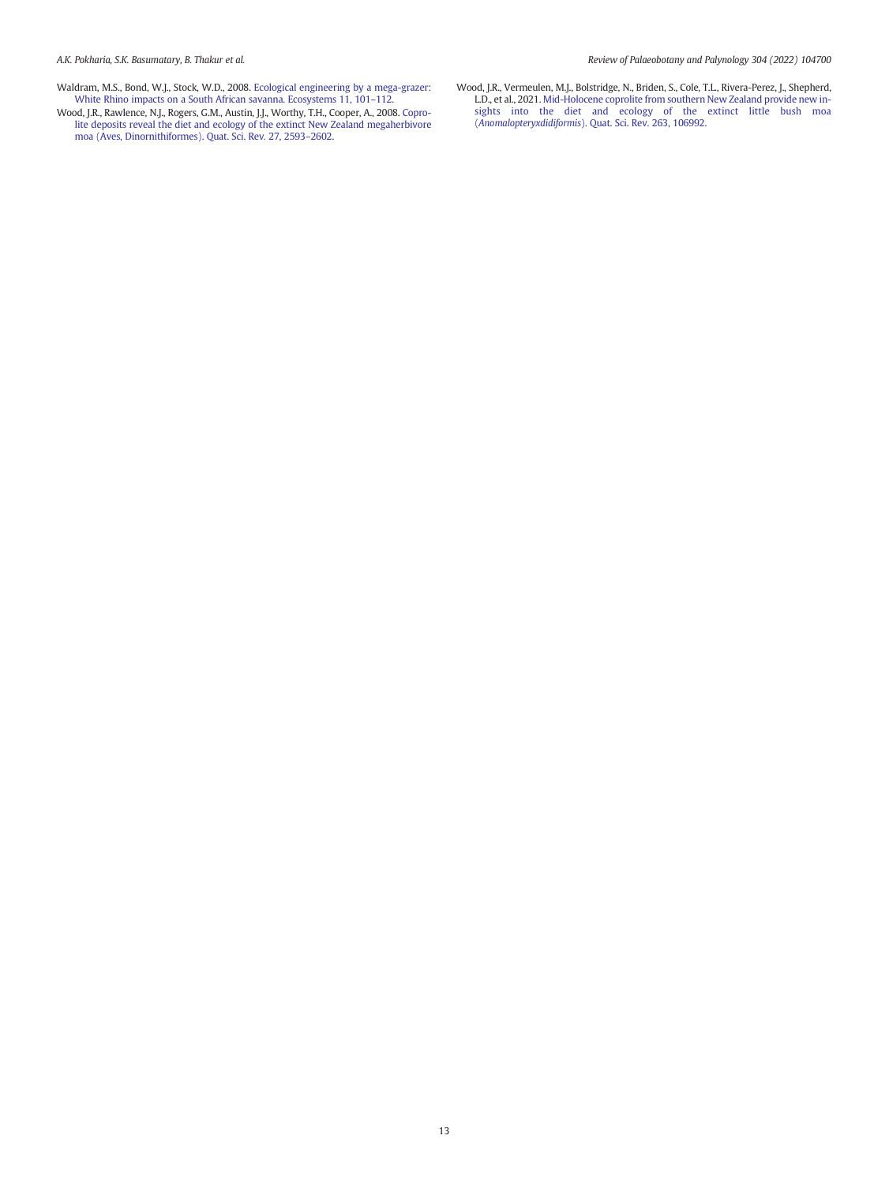Waldram, M.S., Bond, W.J., Stock, W.D., 2008. Ecological engineering by a mega-grazer: White Rhino impacts on a South African savanna. Ecosystems 11, 101–112.

Wood, J.R., Rawlence, N.J., Rogers, G.M., Austin, J.J., Worthy, T.H., Cooper, A., 2008. Coprolite deposits reveal the diet and ecology of the extinct New Zealand megaherbivore moa (Aves, Dinornithiformes). Quat. Sci. Rev. 27, 2593–2602.

Wood, J.R., Vermeulen, M.J., Bolstridge, N., Briden, S., Cole, T.L., Rivera-Perez, J., Shepherd, L.D., et al., 2021. Mid-Holocene coprolite from southern New Zealand provide new insights into the diet and ecology of the extinct little bush moa (*Anomalopteryxdidiformis*). Quat. Sci. Rev. 263, 106992.